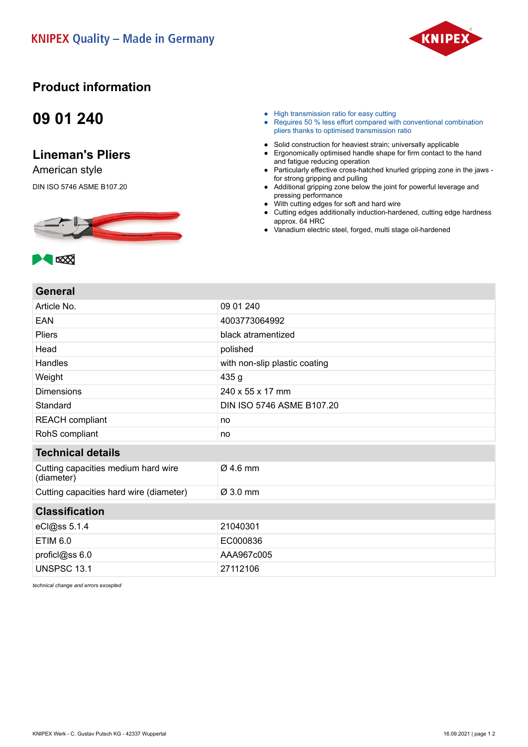KNIPEX Quality – Made in Germany

# Product information

## 09 01 240

## Lineman's Pliers

American style

DIN ISO 5746 ASME B107.20

- High transmission ratio for easy cutting
- Requires 50 % less effort compared with conventional combination pliers thanks to optimised transmission ratio

- Solid construction for heaviest strain; universally applicable
- Ergonomically optimised handle shape for firm contact to the hand and fatigue reducing operation
- Particularly effective cross-hatched knurled gripping zone in the jaws - for strong gripping and pulling
- Additional gripping zone below the joint for powerful leverage and pressing performance
- With cutting edges for soft and hard wire
- Cutting edges additionally induction-hardened, cutting edge hardness approx. 64 HRC
- Vanadium electric steel, forged, multi stage oil-hardened

| General | |
|---|---|
| Article No. | 09 01 240 |
| EAN | 4003773064992 |
| Pliers | black atramentized |
| Head | polished |
| Handles | with non-slip plastic coating |
| Weight | 435 g |
| Dimensions | 240 x 55 x 17 mm |
| Standard | DIN ISO 5746 ASME B107.20 |
| REACH compliant | no |
| RohS compliant | no |

| Technical details | |
|---|---|
| Cutting capacities medium hard wire (diameter) | Ø 4.6 mm |
| Cutting capacities hard wire (diameter) | Ø 3.0 mm |

| Classification | |
|---|---|
| eCl@ss 5.1.4 | 21040301 |
| ETIM 6.0 | EC000836 |
| proficl@ss 6.0 | AAA967c005 |
| UNSPSC 13.1 | 27112106 |

*technical change and errors excepted*

KNIPEX Werk - C. Gustav Putsch KG - 42337 Wuppertal

16.09.2021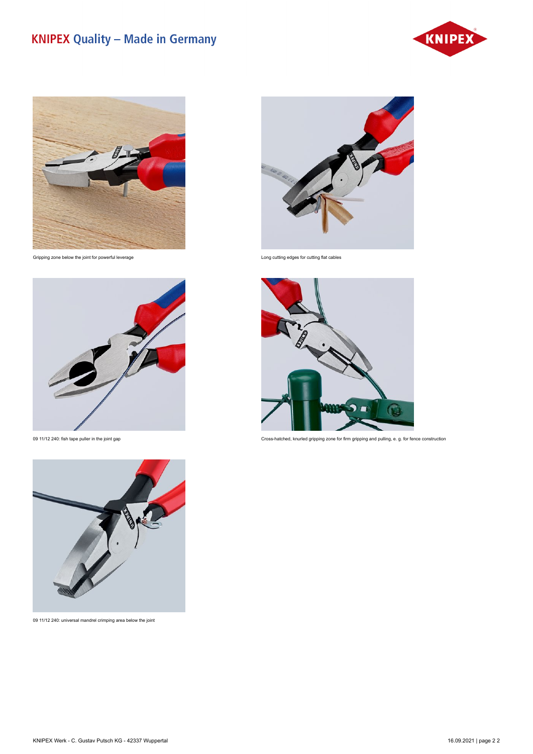Gripping zone below the joint for powerful leverage

Long cutting edges for cutting flat cables

09 11/12 240: fish tape puller in the joint gap

Cross-hatched, knurled gripping zone for firm gripping and pulling, e. g. for fence construction

09 11/12 240: universal mandrel crimping area below the joint